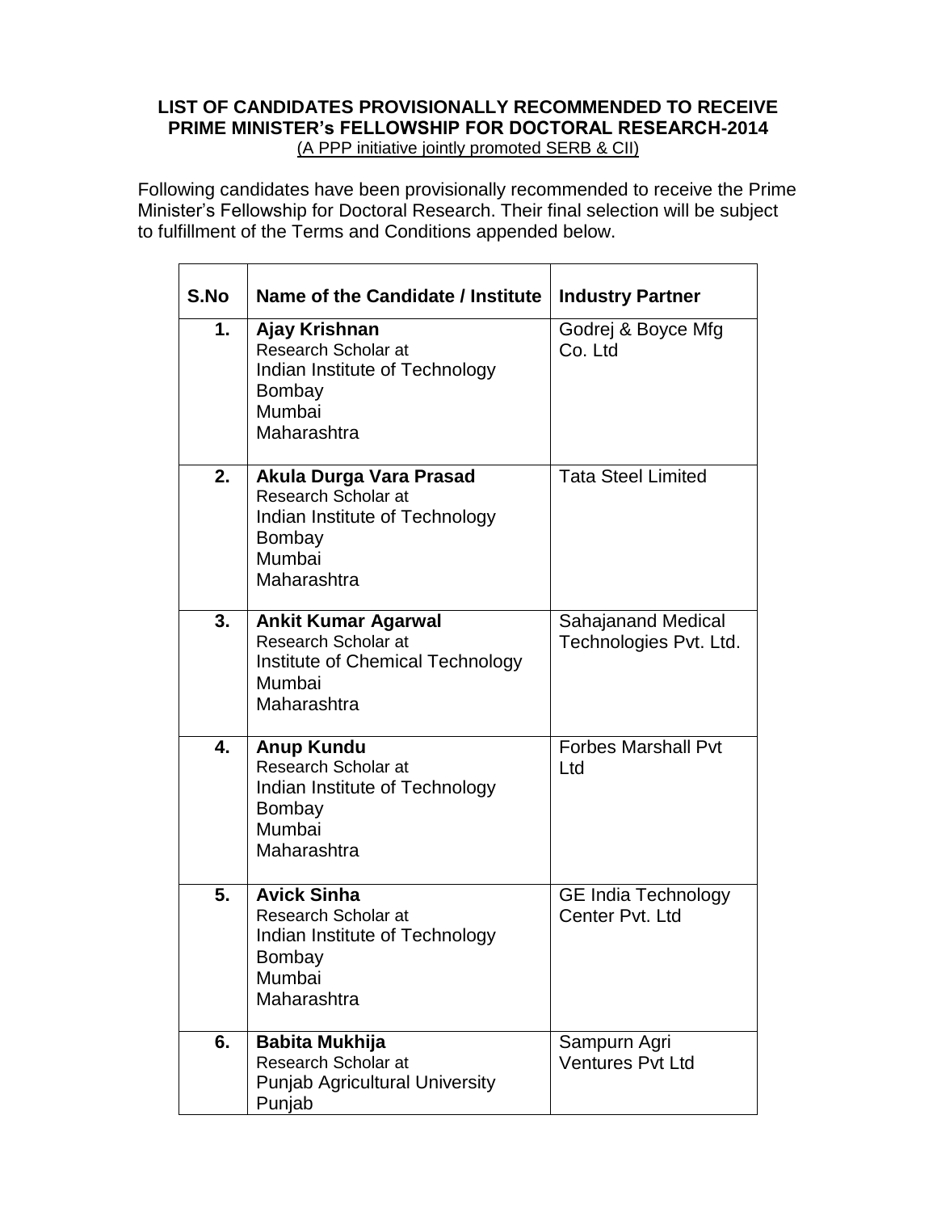**LIST OF CANDIDATES PROVISIONALLY RECOMMENDED TO RECEIVE PRIME MINISTER's FELLOWSHIP FOR DOCTORAL RESEARCH-2014**

(A PPP initiative jointly promoted SERB & CII)

Following candidates have been provisionally recommended to receive the Prime Minister's Fellowship for Doctoral Research. Their final selection will be subject to fulfillment of the Terms and Conditions appended below.

| S.No | Name of the Candidate / Institute | Industry Partner |
|---|---|---|
| 1. | **Ajay Krishnan**<br>Research Scholar at<br>Indian Institute of Technology Bombay<br>Mumbai<br>Maharashtra | Godrej & Boyce Mfg Co. Ltd |
| 2. | **Akula Durga Vara Prasad**<br>Research Scholar at<br>Indian Institute of Technology Bombay<br>Mumbai<br>Maharashtra | Tata Steel Limited |
| 3. | **Ankit Kumar Agarwal**<br>Research Scholar at<br>Institute of Chemical Technology<br>Mumbai<br>Maharashtra | Sahajanand Medical Technologies Pvt. Ltd. |
| 4. | **Anup Kundu**<br>Research Scholar at<br>Indian Institute of Technology Bombay<br>Mumbai<br>Maharashtra | Forbes Marshall Pvt Ltd |
| 5. | **Avick Sinha**<br>Research Scholar at<br>Indian Institute of Technology Bombay<br>Mumbai<br>Maharashtra | GE India Technology Center Pvt. Ltd |
| 6. | **Babita Mukhija**<br>Research Scholar at<br>Punjab Agricultural University<br>Punjab | Sampurn Agri Ventures Pvt Ltd |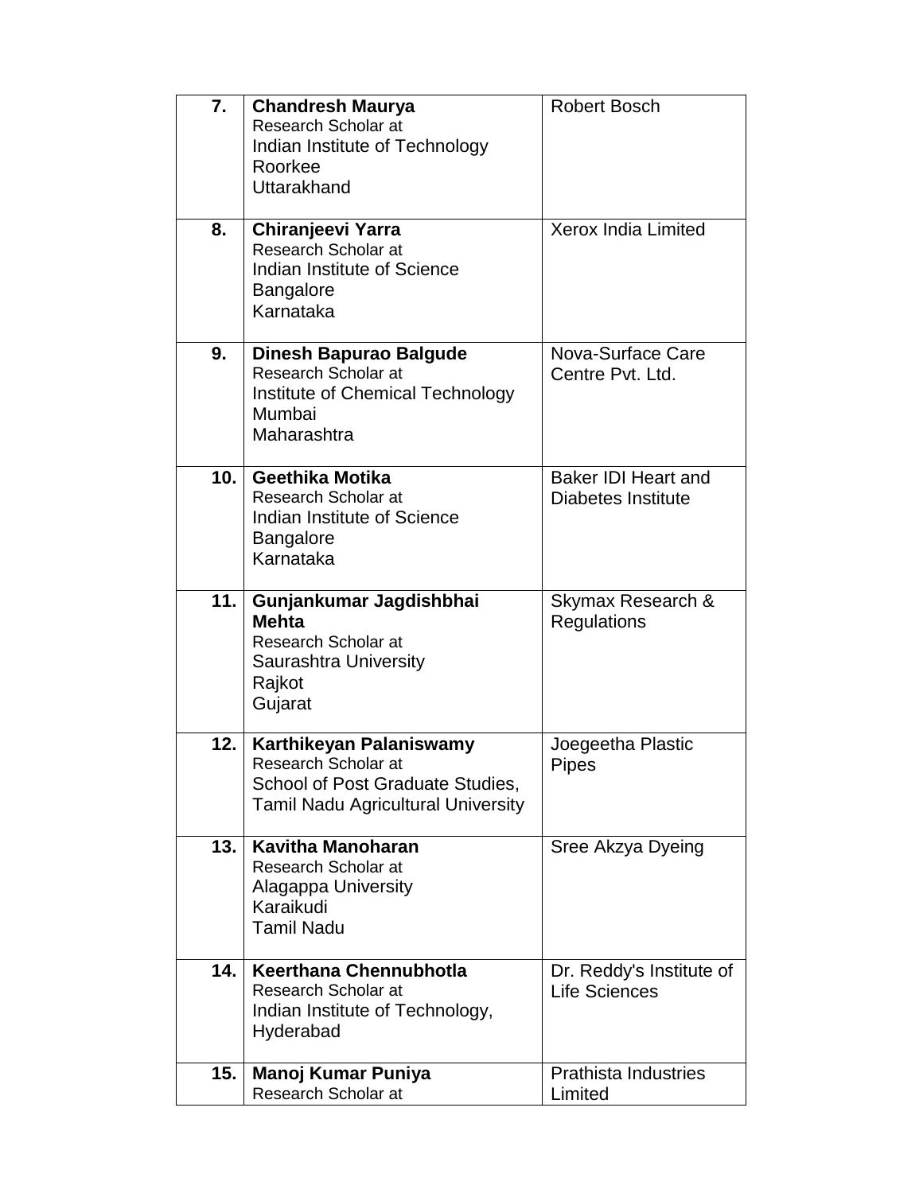| | | |
|---|---|---|
| 7. | **Chandresh Maurya**<br>Research Scholar at<br>Indian Institute of Technology<br>Roorkee<br>Uttarakhand | Robert Bosch |
| 8. | **Chiranjeevi Yarra**<br>Research Scholar at<br>Indian Institute of Science<br>Bangalore<br>Karnataka | Xerox India Limited |
| 9. | **Dinesh Bapurao Balgude**<br>Research Scholar at<br>Institute of Chemical Technology<br>Mumbai<br>Maharashtra | Nova-Surface Care Centre Pvt. Ltd. |
| 10. | **Geethika Motika**<br>Research Scholar at<br>Indian Institute of Science<br>Bangalore<br>Karnataka | Baker IDI Heart and Diabetes Institute |
| 11. | **Gunjankumar Jagdishbhai Mehta**<br>Research Scholar at<br>Saurashtra University<br>Rajkot<br>Gujarat | Skymax Research & Regulations |
| 12. | **Karthikeyan Palaniswamy**<br>Research Scholar at<br>School of Post Graduate Studies,<br>Tamil Nadu Agricultural University | Joegeetha Plastic Pipes |
| 13. | **Kavitha Manoharan**<br>Research Scholar at<br>Alagappa University<br>Karaikudi<br>Tamil Nadu | Sree Akzya Dyeing |
| 14. | **Keerthana Chennubhotla**<br>Research Scholar at<br>Indian Institute of Technology,<br>Hyderabad | Dr. Reddy's Institute of Life Sciences |
| 15. | **Manoj Kumar Puniya**<br>Research Scholar at | Prathista Industries Limited |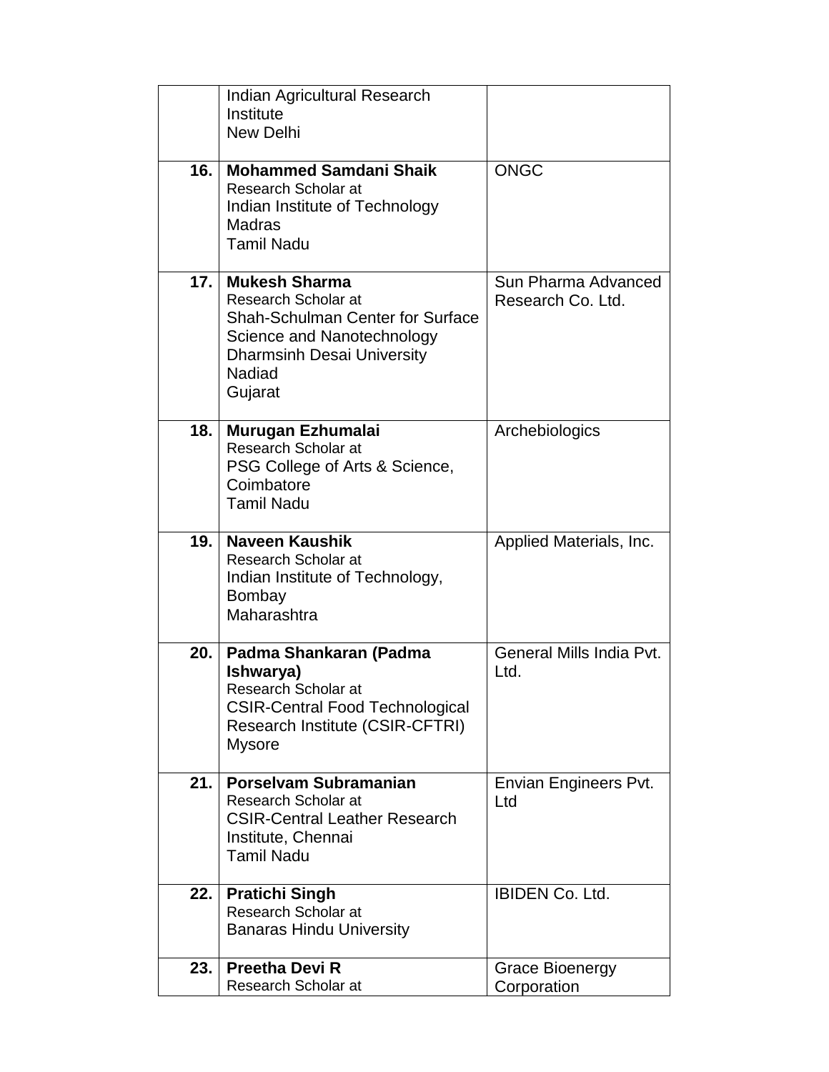| | | |
|---|---|---|
| | Indian Agricultural Research Institute<br>New Delhi | |
| **16.** | **Mohammed Samdani Shaik**<br>Research Scholar at<br>Indian Institute of Technology Madras<br>Tamil Nadu | ONGC |
| **17.** | **Mukesh Sharma**<br>Research Scholar at<br>Shah-Schulman Center for Surface Science and Nanotechnology<br>Dharmsinh Desai University<br>Nadiad<br>Gujarat | Sun Pharma Advanced Research Co. Ltd. |
| **18.** | **Murugan Ezhumalai**<br>Research Scholar at<br>PSG College of Arts & Science, Coimbatore<br>Tamil Nadu | Archebiologics |
| **19.** | **Naveen Kaushik**<br>Research Scholar at<br>Indian Institute of Technology, Bombay<br>Maharashtra | Applied Materials, Inc. |
| **20.** | **Padma Shankaran (Padma Ishwarya)**<br>Research Scholar at<br>CSIR-Central Food Technological Research Institute (CSIR-CFTRI)<br>Mysore | General Mills India Pvt. Ltd. |
| **21.** | **Porselvam Subramanian**<br>Research Scholar at<br>CSIR-Central Leather Research Institute, Chennai<br>Tamil Nadu | Envian Engineers Pvt. Ltd |
| **22.** | **Pratichi Singh**<br>Research Scholar at<br>Banaras Hindu University | IBIDEN Co. Ltd. |
| **23.** | **Preetha Devi R**<br>Research Scholar at | Grace Bioenergy Corporation |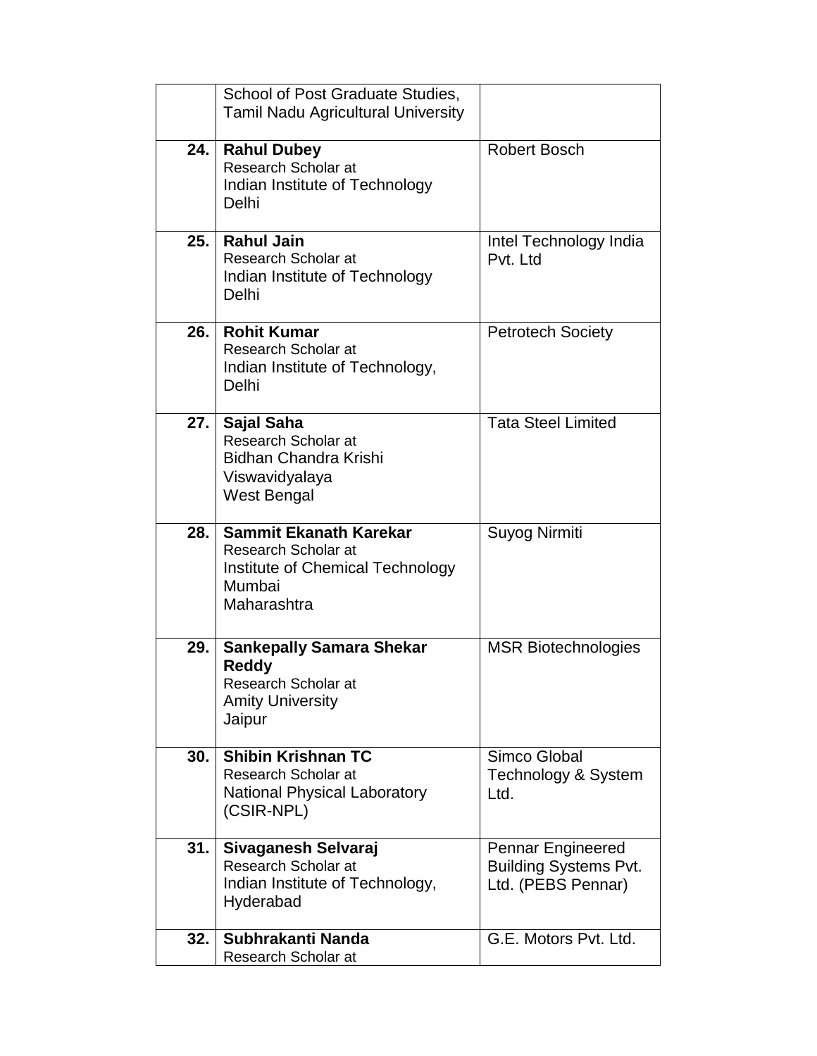| | | |
|---|---|---|
| | School of Post Graduate Studies, Tamil Nadu Agricultural University | |
| **24.** | **Rahul Dubey**<br>Research Scholar at<br>Indian Institute of Technology Delhi | Robert Bosch |
| **25.** | **Rahul Jain**<br>Research Scholar at<br>Indian Institute of Technology Delhi | Intel Technology India Pvt. Ltd |
| **26.** | **Rohit Kumar**<br>Research Scholar at<br>Indian Institute of Technology, Delhi | Petrotech Society |
| **27.** | **Sajal Saha**<br>Research Scholar at<br>Bidhan Chandra Krishi Viswavidyalaya<br>West Bengal | Tata Steel Limited |
| **28.** | **Sammit Ekanath Karekar**<br>Research Scholar at<br>Institute of Chemical Technology Mumbai<br>Maharashtra | Suyog Nirmiti |
| **29.** | **Sankepally Samara Shekar Reddy**<br>Research Scholar at<br>Amity University<br>Jaipur | MSR Biotechnologies |
| **30.** | **Shibin Krishnan TC**<br>Research Scholar at<br>National Physical Laboratory (CSIR-NPL) | Simco Global Technology & System Ltd. |
| **31.** | **Sivaganesh Selvaraj**<br>Research Scholar at<br>Indian Institute of Technology, Hyderabad | Pennar Engineered Building Systems Pvt. Ltd. (PEBS Pennar) |
| **32.** | **Subhrakanti Nanda**<br>Research Scholar at | G.E. Motors Pvt. Ltd. |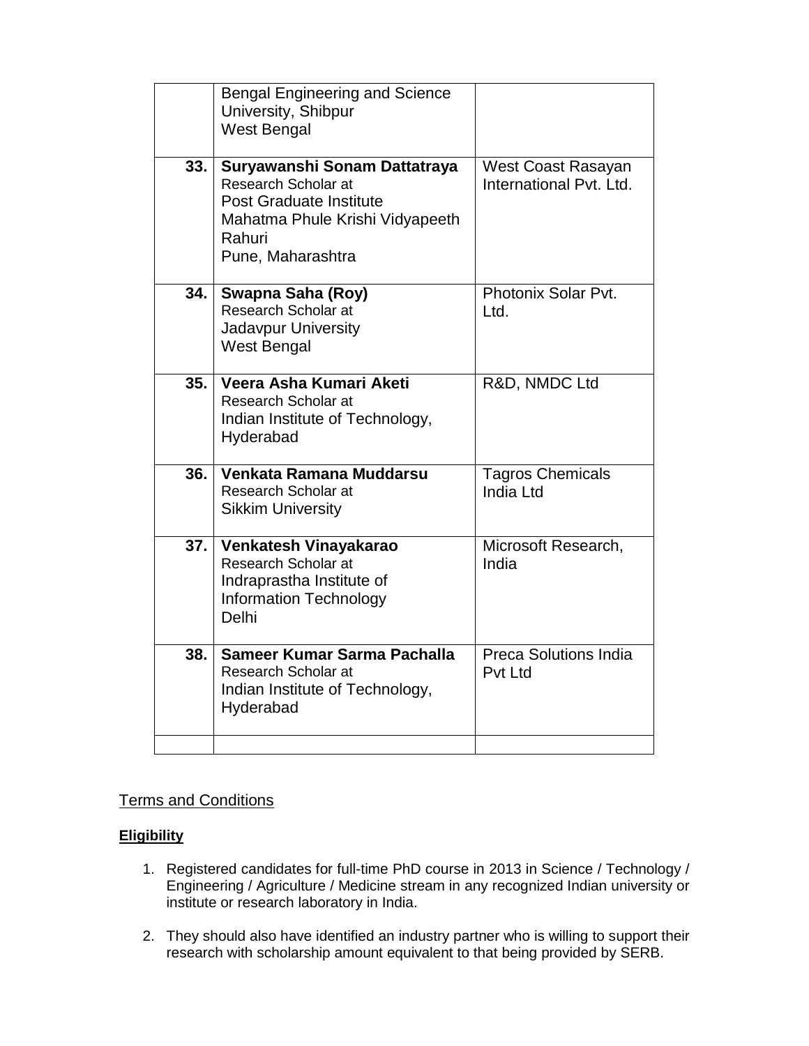|  |  |  |
|---|---|---|
|  | Bengal Engineering and Science University, Shibpur<br>West Bengal |  |
| **33.** | **Suryawanshi Sonam Dattatraya**<br>Research Scholar at<br>Post Graduate Institute<br>Mahatma Phule Krishi Vidyapeeth<br>Rahuri<br>Pune, Maharashtra | West Coast Rasayan International Pvt. Ltd. |
| **34.** | **Swapna Saha (Roy)**<br>Research Scholar at<br>Jadavpur University<br>West Bengal | Photonix Solar Pvt. Ltd. |
| **35.** | **Veera Asha Kumari Aketi**<br>Research Scholar at<br>Indian Institute of Technology, Hyderabad | R&D, NMDC Ltd |
| **36.** | **Venkata Ramana Muddarsu**<br>Research Scholar at<br>Sikkim University | Tagros Chemicals India Ltd |
| **37.** | **Venkatesh Vinayakarao**<br>Research Scholar at<br>Indraprastha Institute of Information Technology<br>Delhi | Microsoft Research, India |
| **38.** | **Sameer Kumar Sarma Pachalla**<br>Research Scholar at<br>Indian Institute of Technology, Hyderabad | Preca Solutions India Pvt Ltd |
|  |  |  |

<u>Terms and Conditions</u>

**<u>Eligibility</u>**

1. Registered candidates for full-time PhD course in 2013 in Science / Technology / Engineering / Agriculture / Medicine stream in any recognized Indian university or institute or research laboratory in India.

2. They should also have identified an industry partner who is willing to support their research with scholarship amount equivalent to that being provided by SERB.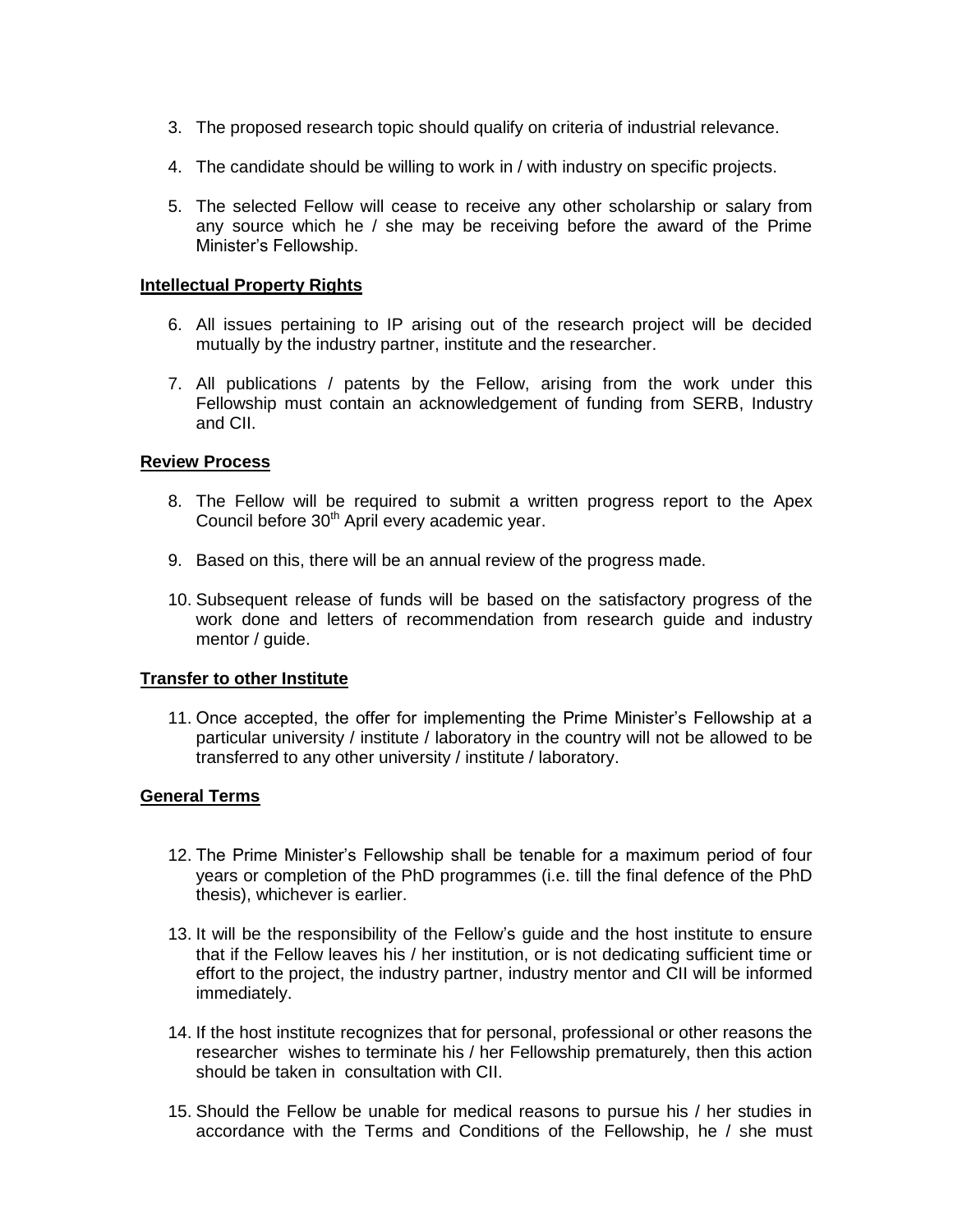3. The proposed research topic should qualify on criteria of industrial relevance.

4. The candidate should be willing to work in / with industry on specific projects.

5. The selected Fellow will cease to receive any other scholarship or salary from any source which he / she may be receiving before the award of the Prime Minister's Fellowship.

**Intellectual Property Rights**

6. All issues pertaining to IP arising out of the research project will be decided mutually by the industry partner, institute and the researcher.

7. All publications / patents by the Fellow, arising from the work under this Fellowship must contain an acknowledgement of funding from SERB, Industry and CII.

**Review Process**

8. The Fellow will be required to submit a written progress report to the Apex Council before 30th April every academic year.

9. Based on this, there will be an annual review of the progress made.

10. Subsequent release of funds will be based on the satisfactory progress of the work done and letters of recommendation from research guide and industry mentor / guide.

**Transfer to other Institute**

11. Once accepted, the offer for implementing the Prime Minister's Fellowship at a particular university / institute / laboratory in the country will not be allowed to be transferred to any other university / institute / laboratory.

**General Terms**

12. The Prime Minister's Fellowship shall be tenable for a maximum period of four years or completion of the PhD programmes (i.e. till the final defence of the PhD thesis), whichever is earlier.

13. It will be the responsibility of the Fellow's guide and the host institute to ensure that if the Fellow leaves his / her institution, or is not dedicating sufficient time or effort to the project, the industry partner, industry mentor and CII will be informed immediately.

14. If the host institute recognizes that for personal, professional or other reasons the researcher wishes to terminate his / her Fellowship prematurely, then this action should be taken in consultation with CII.

15. Should the Fellow be unable for medical reasons to pursue his / her studies in accordance with the Terms and Conditions of the Fellowship, he / she must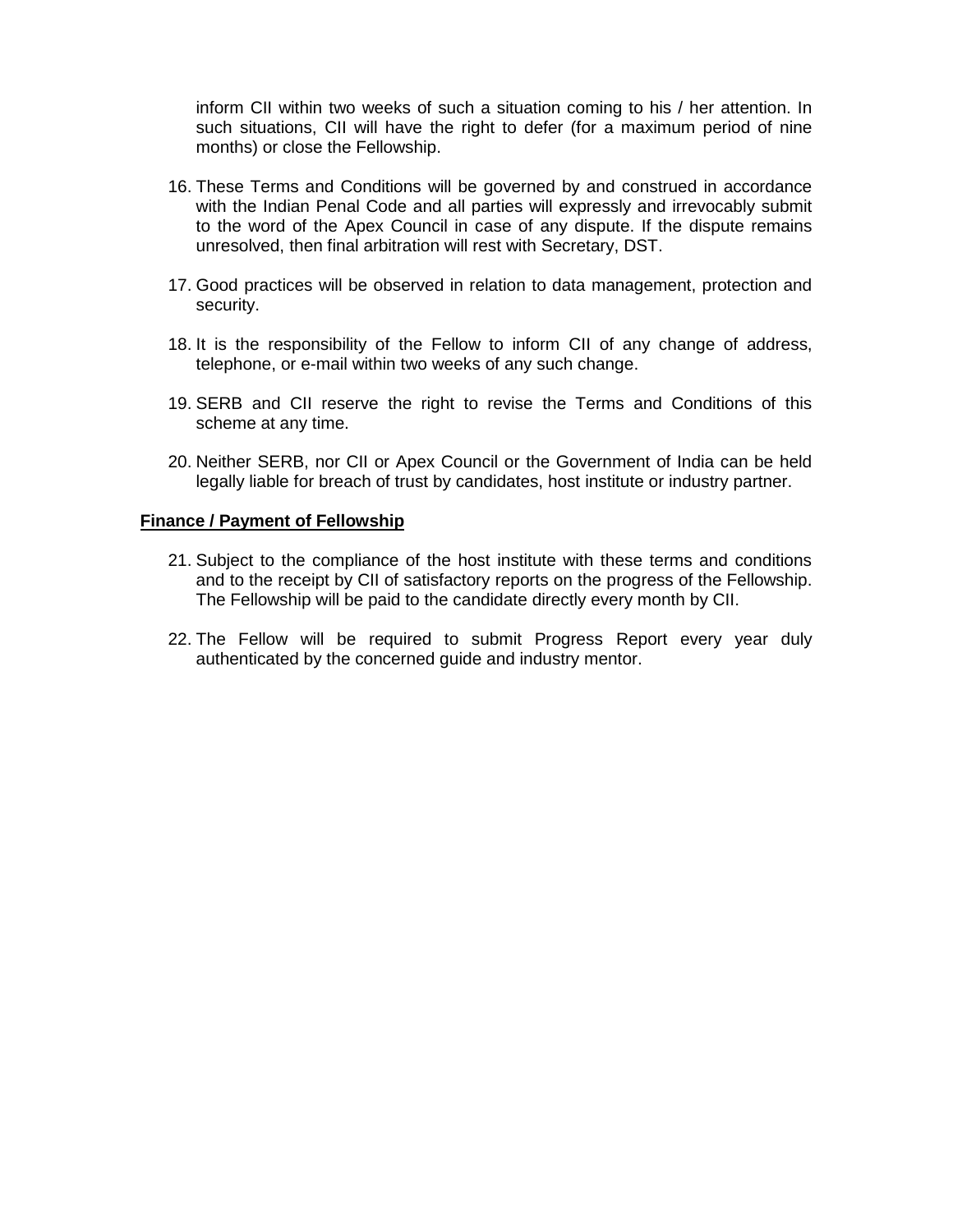inform CII within two weeks of such a situation coming to his / her attention. In such situations, CII will have the right to defer (for a maximum period of nine months) or close the Fellowship.

16. These Terms and Conditions will be governed by and construed in accordance with the Indian Penal Code and all parties will expressly and irrevocably submit to the word of the Apex Council in case of any dispute. If the dispute remains unresolved, then final arbitration will rest with Secretary, DST.

17. Good practices will be observed in relation to data management, protection and security.

18. It is the responsibility of the Fellow to inform CII of any change of address, telephone, or e-mail within two weeks of any such change.

19. SERB and CII reserve the right to revise the Terms and Conditions of this scheme at any time.

20. Neither SERB, nor CII or Apex Council or the Government of India can be held legally liable for breach of trust by candidates, host institute or industry partner.

**Finance / Payment of Fellowship**

21. Subject to the compliance of the host institute with these terms and conditions and to the receipt by CII of satisfactory reports on the progress of the Fellowship. The Fellowship will be paid to the candidate directly every month by CII.

22. The Fellow will be required to submit Progress Report every year duly authenticated by the concerned guide and industry mentor.